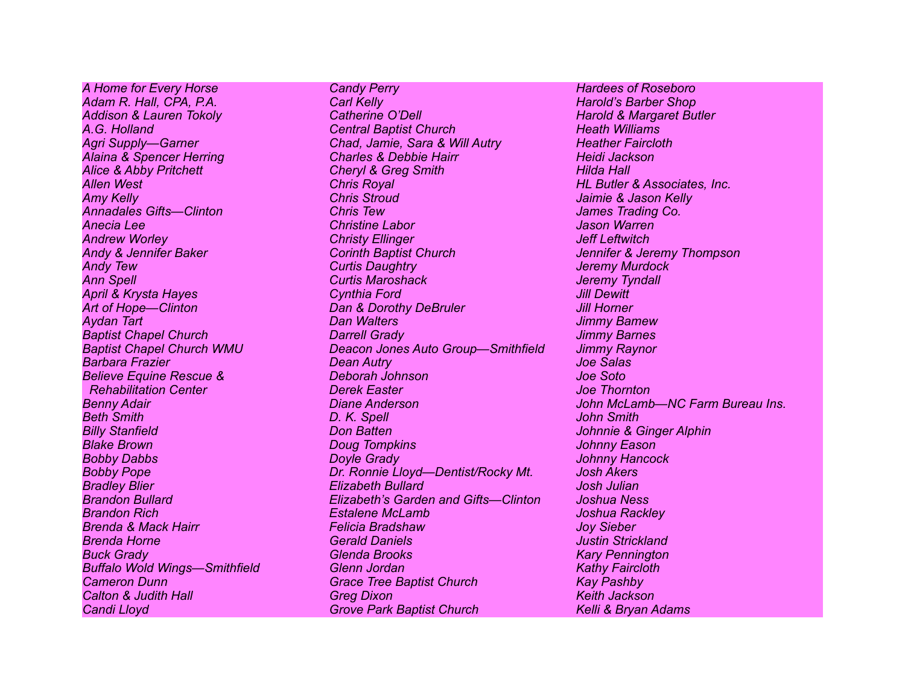*A Home for Every Horse*
*Adam R. Hall, CPA, P.A.*
*Addison & Lauren Tokoly*
*A.G. Holland*
*Agri Supply—Garner*
*Alaina & Spencer Herring*
*Alice & Abby Pritchett*
*Allen West*
*Amy Kelly*
*Annadales Gifts—Clinton*
*Anecia Lee*
*Andrew Worley*
*Andy & Jennifer Baker*
*Andy Tew*
*Ann Spell*
*April & Krysta Hayes*
*Art of Hope—Clinton*
*Aydan Tart*
*Baptist Chapel Church*
*Baptist Chapel Church WMU*
*Barbara Frazier*
*Believe Equine Rescue & Rehabilitation Center*
*Benny Adair*
*Beth Smith*
*Billy Stanfield*
*Blake Brown*
*Bobby Dabbs*
*Bobby Pope*
*Bradley Blier*
*Brandon Bullard*
*Brandon Rich*
*Brenda & Mack Hairr*
*Brenda Horne*
*Buck Grady*
*Buffalo Wold Wings—Smithfield*
*Cameron Dunn*
*Calton & Judith Hall*
*Candi Lloyd*
*Candy Perry*
*Carl Kelly*
*Catherine O'Dell*
*Central Baptist Church*
*Chad, Jamie, Sara & Will Autry*
*Charles & Debbie Hairr*
*Cheryl & Greg Smith*
*Chris Royal*
*Chris Stroud*
*Chris Tew*
*Christine Labor*
*Christy Ellinger*
*Corinth Baptist Church*
*Curtis Daughtry*
*Curtis Maroshack*
*Cynthia Ford*
*Dan & Dorothy DeBruler*
*Dan Walters*
*Darrell Grady*
*Deacon Jones Auto Group—Smithfield*
*Dean Autry*
*Deborah Johnson*
*Derek Easter*
*Diane Anderson*
*D. K. Spell*
*Don Batten*
*Doug Tompkins*
*Doyle Grady*
*Dr. Ronnie Lloyd—Dentist/Rocky Mt.*
*Elizabeth Bullard*
*Elizabeth's Garden and Gifts—Clinton*
*Estalene McLamb*
*Felicia Bradshaw*
*Gerald Daniels*
*Glenda Brooks*
*Glenn Jordan*
*Grace Tree Baptist Church*
*Greg Dixon*
*Grove Park Baptist Church*
*Hardees of Roseboro*
*Harold's Barber Shop*
*Harold & Margaret Butler*
*Heath Williams*
*Heather Faircloth*
*Heidi Jackson*
*Hilda Hall*
*HL Butler & Associates, Inc.*
*Jaimie & Jason Kelly*
*James Trading Co.*
*Jason Warren*
*Jeff Leftwitch*
*Jennifer & Jeremy Thompson*
*Jeremy Murdock*
*Jeremy Tyndall*
*Jill Dewitt*
*Jill Horner*
*Jimmy Bamew*
*Jimmy Barnes*
*Jimmy Raynor*
*Joe Salas*
*Joe Soto*
*Joe Thornton*
*John McLamb—NC Farm Bureau Ins.*
*John Smith*
*Johnnie & Ginger Alphin*
*Johnny Eason*
*Johnny Hancock*
*Josh Akers*
*Josh Julian*
*Joshua Ness*
*Joshua Rackley*
*Joy Sieber*
*Justin Strickland*
*Kary Pennington*
*Kathy Faircloth*
*Kay Pashby*
*Keith Jackson*
*Kelli & Bryan Adams*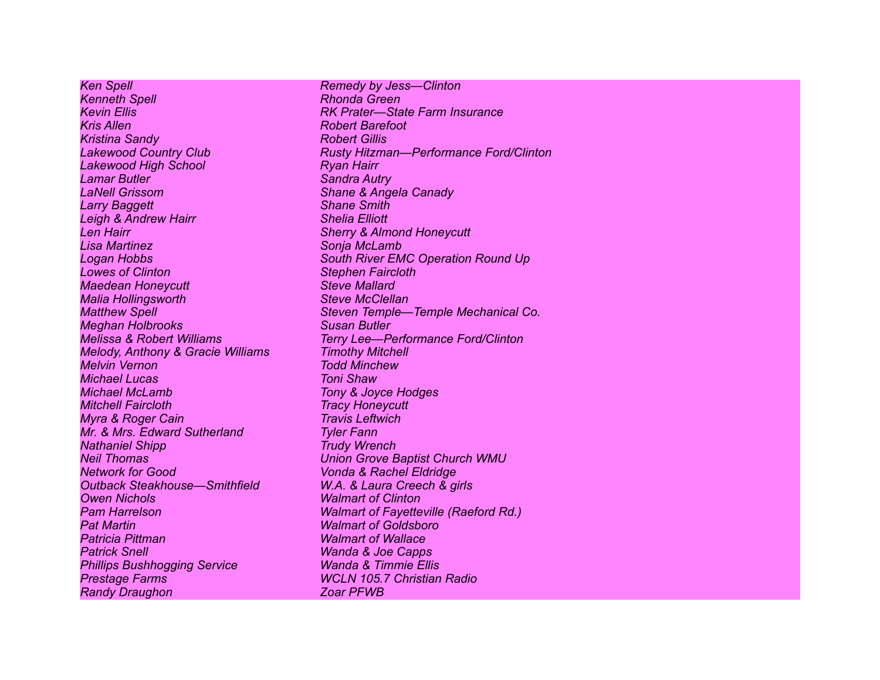| | |
|---|---|
| *Ken Spell* | *Remedy by Jess—Clinton* |
| *Kenneth Spell* | *Rhonda Green* |
| *Kevin Ellis* | *RK Prater—State Farm Insurance* |
| *Kris Allen* | *Robert Barefoot* |
| *Kristina Sandy* | *Robert Gillis* |
| *Lakewood Country Club* | *Rusty Hitzman—Performance Ford/Clinton* |
| *Lakewood High School* | *Ryan Hairr* |
| *Lamar Butler* | *Sandra Autry* |
| *LaNell Grissom* | *Shane & Angela Canady* |
| *Larry Baggett* | *Shane Smith* |
| *Leigh & Andrew Hairr* | *Shelia Elliott* |
| *Len Hairr* | *Sherry & Almond Honeycutt* |
| *Lisa Martinez* | *Sonja McLamb* |
| *Logan Hobbs* | *South River EMC Operation Round Up* |
| *Lowes of Clinton* | *Stephen Faircloth* |
| *Maedean Honeycutt* | *Steve Mallard* |
| *Malia Hollingsworth* | *Steve McClellan* |
| *Matthew Spell* | *Steven Temple—Temple Mechanical Co.* |
| *Meghan Holbrooks* | *Susan Butler* |
| *Melissa & Robert Williams* | *Terry Lee—Performance Ford/Clinton* |
| *Melody, Anthony & Gracie Williams* | *Timothy Mitchell* |
| *Melvin Vernon* | *Todd Minchew* |
| *Michael Lucas* | *Toni Shaw* |
| *Michael McLamb* | *Tony & Joyce Hodges* |
| *Mitchell Faircloth* | *Tracy Honeycutt* |
| *Myra & Roger Cain* | *Travis Leftwich* |
| *Mr. & Mrs. Edward Sutherland* | *Tyler Fann* |
| *Nathaniel Shipp* | *Trudy Wrench* |
| *Neil Thomas* | *Union Grove Baptist Church WMU* |
| *Network for Good* | *Vonda & Rachel Eldridge* |
| *Outback Steakhouse—Smithfield* | *W.A. & Laura Creech & girls* |
| *Owen Nichols* | *Walmart of Clinton* |
| *Pam Harrelson* | *Walmart of Fayetteville (Raeford Rd.)* |
| *Pat Martin* | *Walmart of Goldsboro* |
| *Patricia Pittman* | *Walmart of Wallace* |
| *Patrick Snell* | *Wanda & Joe Capps* |
| *Phillips Bushhogging Service* | *Wanda & Timmie Ellis* |
| *Prestage Farms* | *WCLN 105.7 Christian Radio* |
| *Randy Draughon* | *Zoar PFWB* |